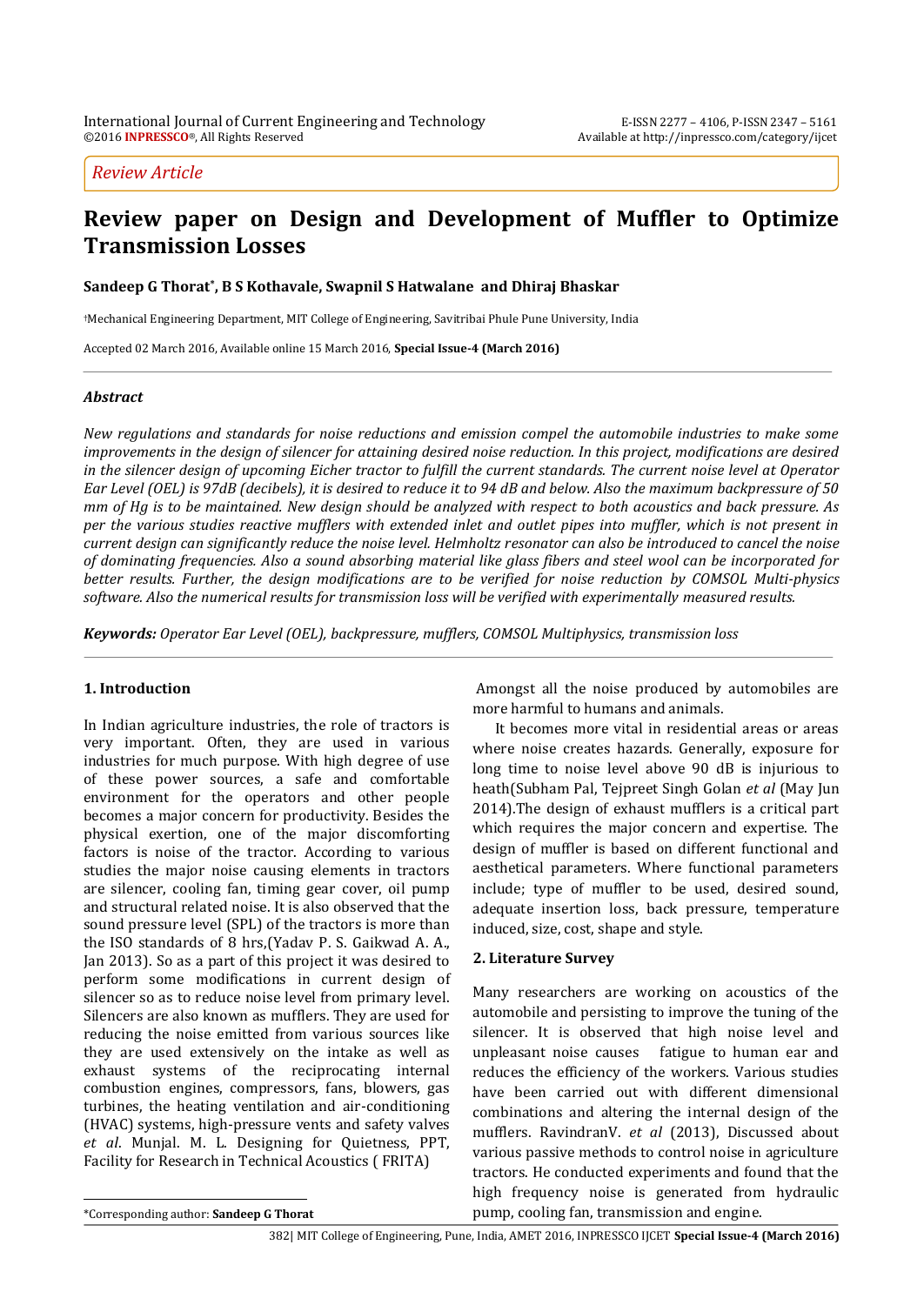*Review Article*

# Review paper on Design and Development of Muffler to Optimize Transmission Losses

**Sandeep G Thorat*, B S Kothavale, Swapnil S Hatwalane and Dhiraj Bhaskar**

†Mechanical Engineering Department, MIT College of Engineering, Savitribai Phule Pune University, India

Accepted 02 March 2016, Available online 15 March 2016, **Special Issue-4 (March 2016)**

### *Abstract*

*New regulations and standards for noise reductions and emission compel the automobile industries to make some improvements in the design of silencer for attaining desired noise reduction. In this project, modifications are desired in the silencer design of upcoming Eicher tractor to fulfill the current standards. The current noise level at Operator Ear Level (OEL) is 97dB (decibels), it is desired to reduce it to 94 dB and below. Also the maximum backpressure of 50 mm of Hg is to be maintained. New design should be analyzed with respect to both acoustics and back pressure. As per the various studies reactive mufflers with extended inlet and outlet pipes into muffler, which is not present in current design can significantly reduce the noise level. Helmholtz resonator can also be introduced to cancel the noise of dominating frequencies. Also a sound absorbing material like glass fibers and steel wool can be incorporated for better results. Further, the design modifications are to be verified for noise reduction by COMSOL Multi-physics software. Also the numerical results for transmission loss will be verified with experimentally measured results.*

***Keywords:*** *Operator Ear Level (OEL), backpressure, mufflers, COMSOL Multiphysics, transmission loss*

## 1. Introduction

In Indian agriculture industries, the role of tractors is very important. Often, they are used in various industries for much purpose. With high degree of use of these power sources, a safe and comfortable environment for the operators and other people becomes a major concern for productivity. Besides the physical exertion, one of the major discomforting factors is noise of the tractor. According to various studies the major noise causing elements in tractors are silencer, cooling fan, timing gear cover, oil pump and structural related noise. It is also observed that the sound pressure level (SPL) of the tractors is more than the ISO standards of 8 hrs,(Yadav P. S. Gaikwad A. A., Jan 2013). So as a part of this project it was desired to perform some modifications in current design of silencer so as to reduce noise level from primary level. Silencers are also known as mufflers. They are used for reducing the noise emitted from various sources like they are used extensively on the intake as well as exhaust systems of the reciprocating internal combustion engines, compressors, fans, blowers, gas turbines, the heating ventilation and air-conditioning (HVAC) systems, high-pressure vents and safety valves *et al*. Munjal. M. L. Designing for Quietness, PPT, Facility for Research in Technical Acoustics ( FRITA)

Amongst all the noise produced by automobiles are more harmful to humans and animals.

It becomes more vital in residential areas or areas where noise creates hazards. Generally, exposure for long time to noise level above 90 dB is injurious to heath(Subham Pal, Tejpreet Singh Golan *et al* (May Jun 2014).The design of exhaust mufflers is a critical part which requires the major concern and expertise. The design of muffler is based on different functional and aesthetical parameters. Where functional parameters include; type of muffler to be used, desired sound, adequate insertion loss, back pressure, temperature induced, size, cost, shape and style.

## 2. Literature Survey

Many researchers are working on acoustics of the automobile and persisting to improve the tuning of the silencer. It is observed that high noise level and unpleasant noise causes fatigue to human ear and reduces the efficiency of the workers. Various studies have been carried out with different dimensional combinations and altering the internal design of the mufflers. RavindranV. *et al* (2013), Discussed about various passive methods to control noise in agriculture tractors. He conducted experiments and found that the high frequency noise is generated from hydraulic pump, cooling fan, transmission and engine.

*Corresponding author: **Sandeep G Thorat**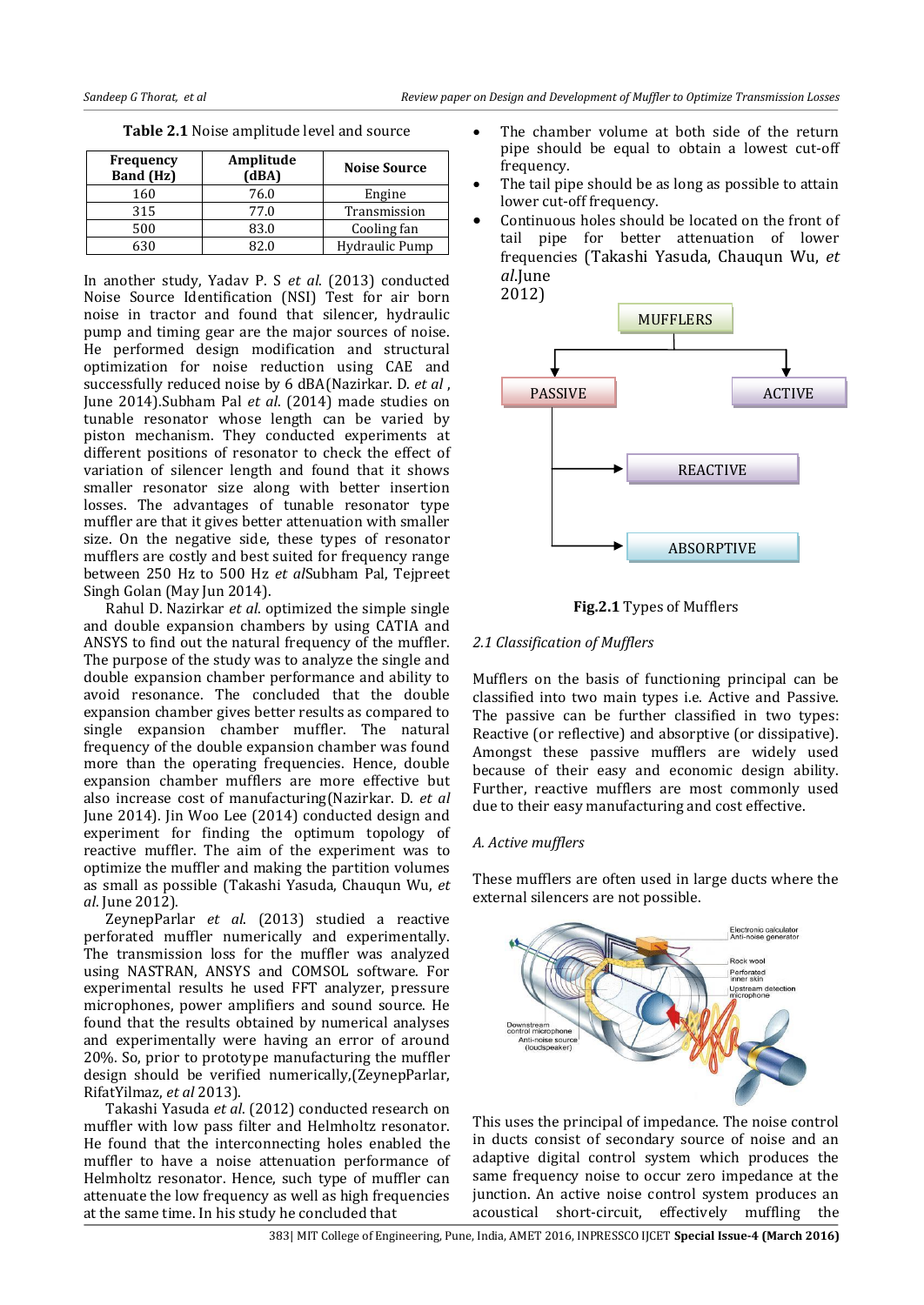**Table 2.1** Noise amplitude level and source

| Frequency Band (Hz) | Amplitude (dBA) | Noise Source |
|---|---|---|
| 160 | 76.0 | Engine |
| 315 | 77.0 | Transmission |
| 500 | 83.0 | Cooling fan |
| 630 | 82.0 | Hydraulic Pump |

In another study, Yadav P. S *et al*. (2013) conducted Noise Source Identification (NSI) Test for air born noise in tractor and found that silencer, hydraulic pump and timing gear are the major sources of noise. He performed design modification and structural optimization for noise reduction using CAE and successfully reduced noise by 6 dBA(Nazirkar. D. *et al* , June 2014).Subham Pal *et al*. (2014) made studies on tunable resonator whose length can be varied by piston mechanism. They conducted experiments at different positions of resonator to check the effect of variation of silencer length and found that it shows smaller resonator size along with better insertion losses. The advantages of tunable resonator type muffler are that it gives better attenuation with smaller size. On the negative side, these types of resonator mufflers are costly and best suited for frequency range between 250 Hz to 500 Hz *et al*Subham Pal, Tejpreet Singh Golan (May Jun 2014).

Rahul D. Nazirkar *et al*. optimized the simple single and double expansion chambers by using CATIA and ANSYS to find out the natural frequency of the muffler. The purpose of the study was to analyze the single and double expansion chamber performance and ability to avoid resonance. The concluded that the double expansion chamber gives better results as compared to single expansion chamber muffler. The natural frequency of the double expansion chamber was found more than the operating frequencies. Hence, double expansion chamber mufflers are more effective but also increase cost of manufacturing(Nazirkar. D. *et al* June 2014). Jin Woo Lee (2014) conducted design and experiment for finding the optimum topology of reactive muffler. The aim of the experiment was to optimize the muffler and making the partition volumes as small as possible (Takashi Yasuda, Chauqun Wu, *et al*. June 2012).

ZeynepParlar *et al*. (2013) studied a reactive perforated muffler numerically and experimentally. The transmission loss for the muffler was analyzed using NASTRAN, ANSYS and COMSOL software. For experimental results he used FFT analyzer, pressure microphones, power amplifiers and sound source. He found that the results obtained by numerical analyses and experimentally were having an error of around 20%. So, prior to prototype manufacturing the muffler design should be verified numerically,(ZeynepParlar, RifatYilmaz, *et al* 2013).

Takashi Yasuda *et al*. (2012) conducted research on muffler with low pass filter and Helmholtz resonator. He found that the interconnecting holes enabled the muffler to have a noise attenuation performance of Helmholtz resonator. Hence, such type of muffler can attenuate the low frequency as well as high frequencies at the same time. In his study he concluded that

- The chamber volume at both side of the return pipe should be equal to obtain a lowest cut-off frequency.
- The tail pipe should be as long as possible to attain lower cut-off frequency.
- Continuous holes should be located on the front of tail pipe for better attenuation of lower frequencies (Takashi Yasuda, Chauqun Wu, *et al*.June 2012)

MUFFLERS

PASSIVE — ACTIVE

REACTIVE

ABSORPTIVE

**Fig.2.1** Types of Mufflers

### *2.1 Classification of Mufflers*

Mufflers on the basis of functioning principal can be classified into two main types i.e. Active and Passive. The passive can be further classified in two types: Reactive (or reflective) and absorptive (or dissipative). Amongst these passive mufflers are widely used because of their easy and economic design ability. Further, reactive mufflers are most commonly used due to their easy manufacturing and cost effective.

#### *A. Active mufflers*

These mufflers are often used in large ducts where the external silencers are not possible.

Electronic calculator Anti-noise generator

Rock wool

Perforated inner skin

Upstream detection microphone

Downstream control microphone

Anti-noise source (loudspeaker)

This uses the principal of impedance. The noise control in ducts consist of secondary source of noise and an adaptive digital control system which produces the same frequency noise to occur zero impedance at the junction. An active noise control system produces an acoustical short-circuit, effectively muffling the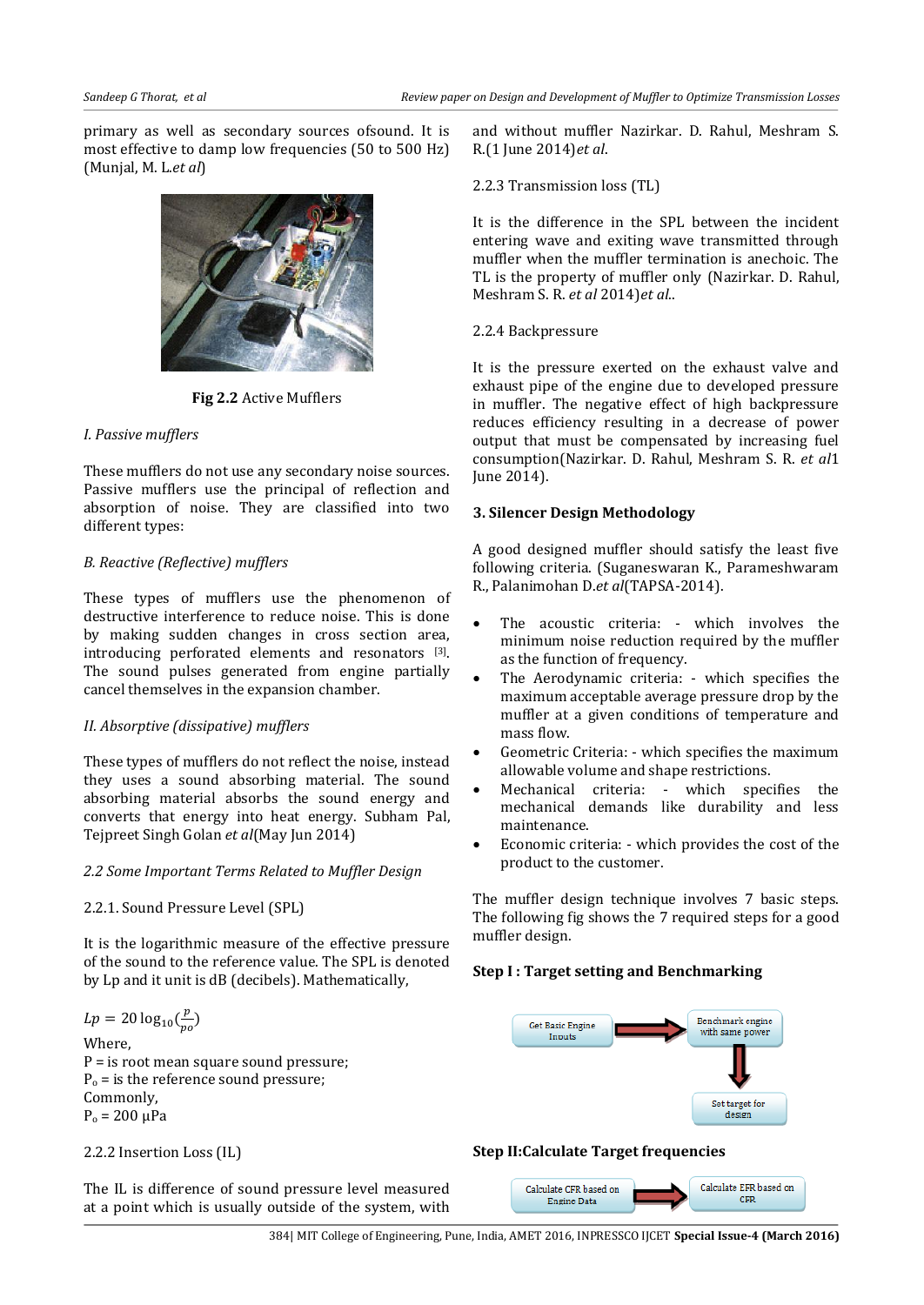primary as well as secondary sources ofsound. It is most effective to damp low frequencies (50 to 500 Hz) (Munjal, M. L.*et al*)

**Fig 2.2** Active Mufflers

*I. Passive mufflers*

These mufflers do not use any secondary noise sources. Passive mufflers use the principal of reflection and absorption of noise. They are classified into two different types:

*B. Reactive (Reflective) mufflers*

These types of mufflers use the phenomenon of destructive interference to reduce noise. This is done by making sudden changes in cross section area, introducing perforated elements and resonators [3]. The sound pulses generated from engine partially cancel themselves in the expansion chamber.

*II. Absorptive (dissipative) mufflers*

These types of mufflers do not reflect the noise, instead they uses a sound absorbing material. The sound absorbing material absorbs the sound energy and converts that energy into heat energy. Subham Pal, Tejpreet Singh Golan *et al*(May Jun 2014)

*2.2 Some Important Terms Related to Muffler Design*

2.2.1. Sound Pressure Level (SPL)

It is the logarithmic measure of the effective pressure of the sound to the reference value. The SPL is denoted by Lp and it unit is dB (decibels). Mathematically,

$$Lp = 20\log_{10}\left(\frac{p}{po}\right)$$

Where,
P = is root mean square sound pressure;
$P_o$ = is the reference sound pressure;
Commonly,
$P_o$ = 200 μPa

2.2.2 Insertion Loss (IL)

The IL is difference of sound pressure level measured at a point which is usually outside of the system, with and without muffler Nazirkar. D. Rahul, Meshram S. R.(1 June 2014)*et al*.

2.2.3 Transmission loss (TL)

It is the difference in the SPL between the incident entering wave and exiting wave transmitted through muffler when the muffler termination is anechoic. The TL is the property of muffler only (Nazirkar. D. Rahul, Meshram S. R. *et al* 2014)*et al*..

2.2.4 Backpressure

It is the pressure exerted on the exhaust valve and exhaust pipe of the engine due to developed pressure in muffler. The negative effect of high backpressure reduces efficiency resulting in a decrease of power output that must be compensated by increasing fuel consumption(Nazirkar. D. Rahul, Meshram S. R. *et al*1 June 2014).

## 3. Silencer Design Methodology

A good designed muffler should satisfy the least five following criteria. (Suganeswaran K., Parameshwaram R., Palanimohan D.*et al*(TAPSA-2014).

- The acoustic criteria: - which involves the minimum noise reduction required by the muffler as the function of frequency.
- The Aerodynamic criteria: - which specifies the maximum acceptable average pressure drop by the muffler at a given conditions of temperature and mass flow.
- Geometric Criteria: - which specifies the maximum allowable volume and shape restrictions.
- Mechanical criteria: - which specifies the mechanical demands like durability and less maintenance.
- Economic criteria: - which provides the cost of the product to the customer.

The muffler design technique involves 7 basic steps. The following fig shows the 7 required steps for a good muffler design.

**Step I : Target setting and Benchmarking**

Get Basic Engine Inputs → Benchmark engine with same power → Set target for design

**Step II:Calculate Target frequencies**

Calculate CFR based on Engine Data → Calculate EFR based on CFR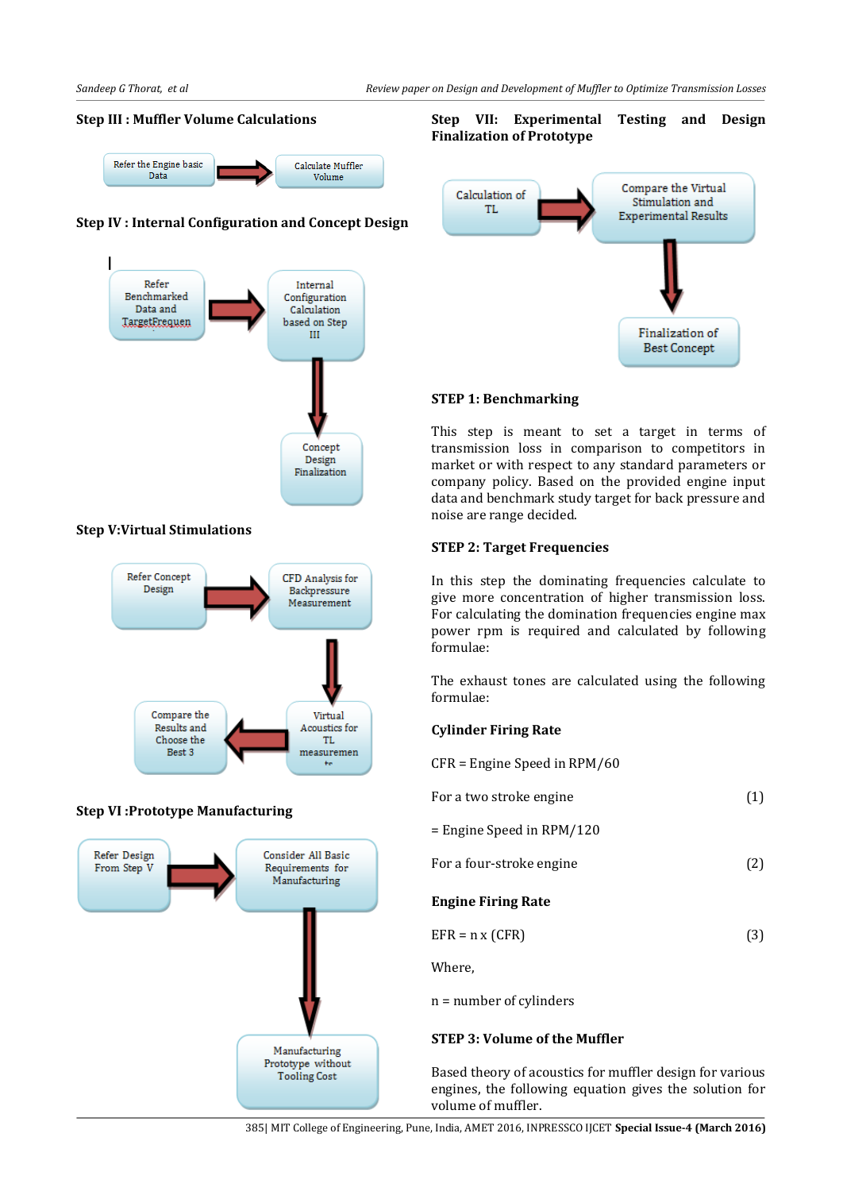### Step III : Muffler Volume Calculations

Refer the Engine basic Data → Calculate Muffler Volume

### Step IV : Internal Configuration and Concept Design

Refer Benchmarked Data and TargetFrequen → Internal Configuration Calculation based on Step III → Concept Design Finalization

### Step V:Virtual Stimulations

Refer Concept Design → CFD Analysis for Backpressure Measurement → Virtual Acoustics for TL measuremen ts → Compare the Results and Choose the Best 3

### Step VI :Prototype Manufacturing

Refer Design From Step V → Consider All Basic Requirements for Manufacturing → Manufacturing Prototype without Tooling Cost

### Step VII: Experimental Testing and Design Finalization of Prototype

Calculation of TL → Compare the Virtual Stimulation and Experimental Results → Finalization of Best Concept

### STEP 1: Benchmarking

This step is meant to set a target in terms of transmission loss in comparison to competitors in market or with respect to any standard parameters or company policy. Based on the provided engine input data and benchmark study target for back pressure and noise are range decided.

### STEP 2: Target Frequencies

In this step the dominating frequencies calculate to give more concentration of higher transmission loss. For calculating the domination frequencies engine max power rpm is required and calculated by following formulae:

The exhaust tones are calculated using the following formulae:

**Cylinder Firing Rate**

CFR = Engine Speed in RPM/60

For a two stroke engine (1)

= Engine Speed in RPM/120

For a four-stroke engine (2)

**Engine Firing Rate**

EFR = n x (CFR) (3)

Where,

n = number of cylinders

### STEP 3: Volume of the Muffler

Based theory of acoustics for muffler design for various engines, the following equation gives the solution for volume of muffler.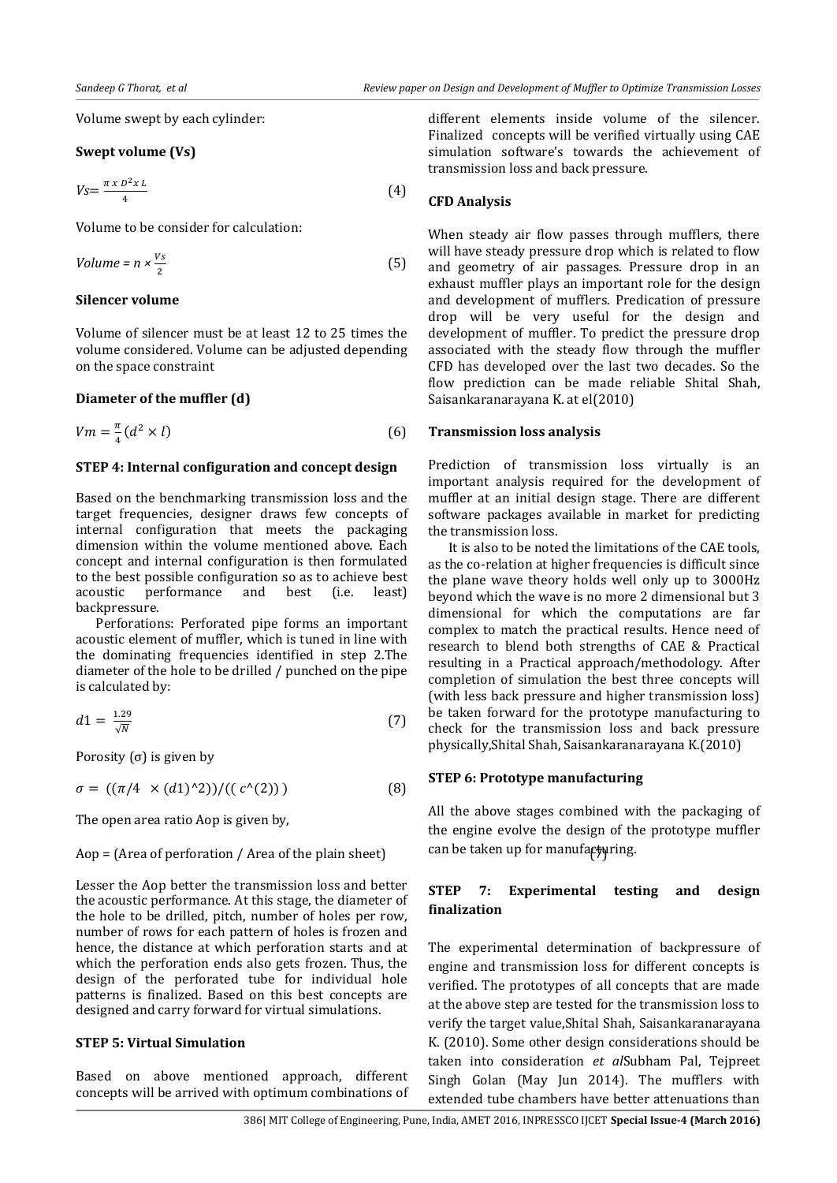Volume swept by each cylinder:

**Swept volume (Vs)**

$$Vs = \frac{\pi \times D^2 \times L}{4} \quad (4)$$

Volume to be consider for calculation:

$$Volume = n \times \frac{Vs}{2} \quad (5)$$

**Silencer volume**

Volume of silencer must be at least 12 to 25 times the volume considered. Volume can be adjusted depending on the space constraint

**Diameter of the muffler (d)**

$$Vm = \frac{\pi}{4}(d^2 \times l) \quad (6)$$

**STEP 4: Internal configuration and concept design**

Based on the benchmarking transmission loss and the target frequencies, designer draws few concepts of internal configuration that meets the packaging dimension within the volume mentioned above. Each concept and internal configuration is then formulated to the best possible configuration so as to achieve best acoustic performance and best (i.e. least) backpressure.

Perforations: Perforated pipe forms an important acoustic element of muffler, which is tuned in line with the dominating frequencies identified in step 2.The diameter of the hole to be drilled / punched on the pipe is calculated by:

$$d1 = \frac{1.29}{\sqrt{N}} \quad (7)$$

Porosity (σ) is given by

$$\sigma = ((\pi/4 \times (d1)^2))/((c^{(2)})) \quad (8)$$

The open area ratio Aop is given by,

Aop = (Area of perforation / Area of the plain sheet)

Lesser the Aop better the transmission loss and better the acoustic performance. At this stage, the diameter of the hole to be drilled, pitch, number of holes per row, number of rows for each pattern of holes is frozen and hence, the distance at which perforation starts and at which the perforation ends also gets frozen. Thus, the design of the perforated tube for individual hole patterns is finalized. Based on this best concepts are designed and carry forward for virtual simulations.

**STEP 5: Virtual Simulation**

Based on above mentioned approach, different concepts will be arrived with optimum combinations of different elements inside volume of the silencer. Finalized concepts will be verified virtually using CAE simulation software's towards the achievement of transmission loss and back pressure.

**CFD Analysis**

When steady air flow passes through mufflers, there will have steady pressure drop which is related to flow and geometry of air passages. Pressure drop in an exhaust muffler plays an important role for the design and development of mufflers. Predication of pressure drop will be very useful for the design and development of muffler. To predict the pressure drop associated with the steady flow through the muffler CFD has developed over the last two decades. So the flow prediction can be made reliable Shital Shah, Saisankaranarayana K. at el(2010)

**Transmission loss analysis**

Prediction of transmission loss virtually is an important analysis required for the development of muffler at an initial design stage. There are different software packages available in market for predicting the transmission loss.

It is also to be noted the limitations of the CAE tools, as the co-relation at higher frequencies is difficult since the plane wave theory holds well only up to 3000Hz beyond which the wave is no more 2 dimensional but 3 dimensional for which the computations are far complex to match the practical results. Hence need of research to blend both strengths of CAE & Practical resulting in a Practical approach/methodology. After completion of simulation the best three concepts will (with less back pressure and higher transmission loss) be taken forward for the prototype manufacturing to check for the transmission loss and back pressure physically,Shital Shah, Saisankaranarayana K.(2010)

**STEP 6: Prototype manufacturing**

All the above stages combined with the packaging of the engine evolve the design of the prototype muffler can be taken up for manufacturing.

**STEP 7: Experimental testing and design finalization**

The experimental determination of backpressure of engine and transmission loss for different concepts is verified. The prototypes of all concepts that are made at the above step are tested for the transmission loss to verify the target value,Shital Shah, Saisankaranarayana K. (2010). Some other design considerations should be taken into consideration *et al*Subham Pal, Tejpreet Singh Golan (May Jun 2014). The mufflers with extended tube chambers have better attenuations than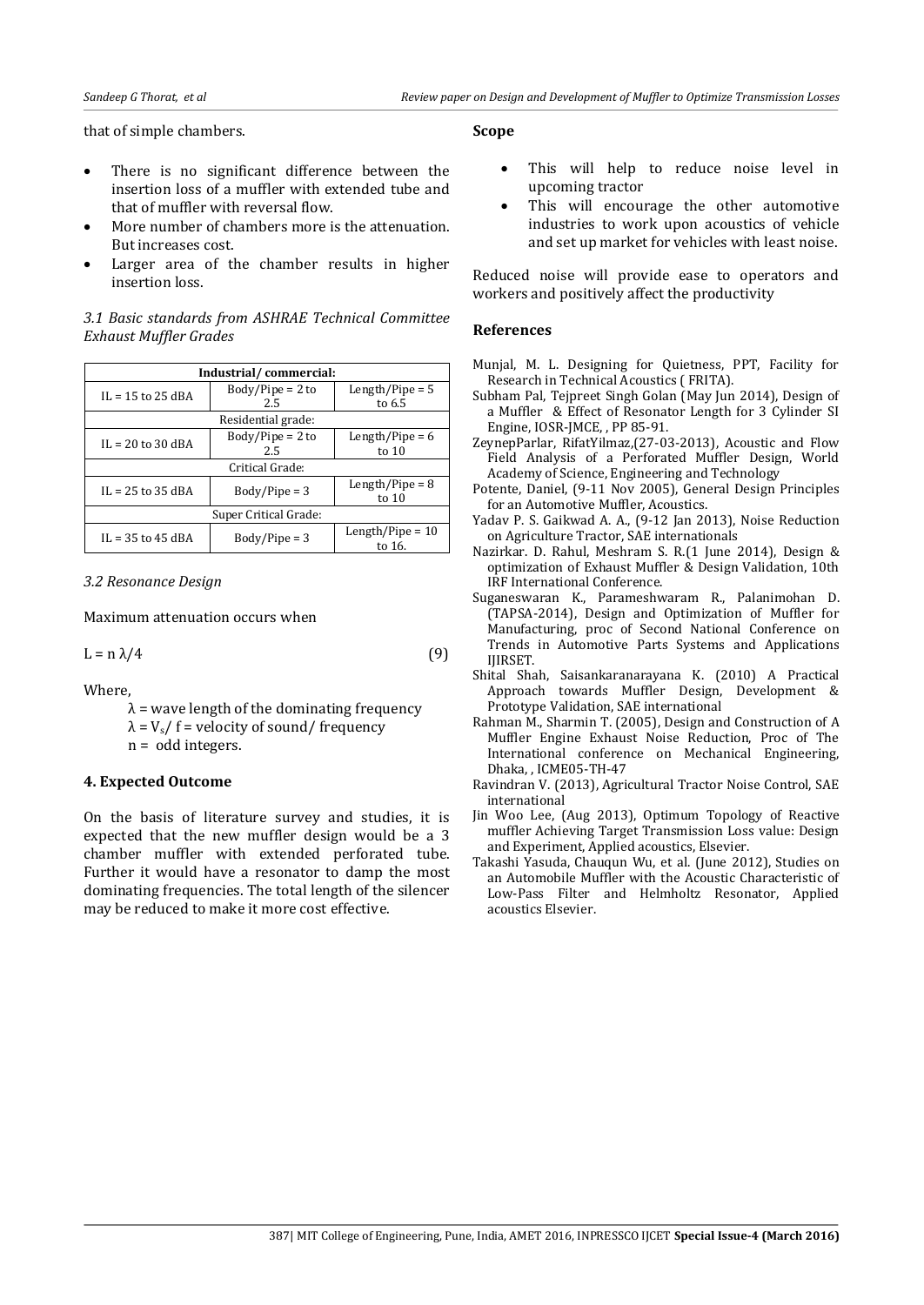that of simple chambers.

- There is no significant difference between the insertion loss of a muffler with extended tube and that of muffler with reversal flow.
- More number of chambers more is the attenuation. But increases cost.
- Larger area of the chamber results in higher insertion loss.

*3.1 Basic standards from ASHRAE Technical Committee Exhaust Muffler Grades*

| Industrial/ commercial: | | |
|---|---|---|
| IL = 15 to 25 dBA | Body/Pipe = 2 to 2.5 | Length/Pipe = 5 to 6.5 |
| Residential grade: | | |
| IL = 20 to 30 dBA | Body/Pipe = 2 to 2.5 | Length/Pipe = 6 to 10 |
| Critical Grade: | | |
| IL = 25 to 35 dBA | Body/Pipe = 3 | Length/Pipe = 8 to 10 |
| Super Critical Grade: | | |
| IL = 35 to 45 dBA | Body/Pipe = 3 | Length/Pipe = 10 to 16. |

*3.2 Resonance Design*

Maximum attenuation occurs when

$$L = n\,\lambda/4 \tag{9}$$

Where,

$\lambda$ = wave length of the dominating frequency
$\lambda = V_s/f$ = velocity of sound/ frequency
n = odd integers.

**4. Expected Outcome**

On the basis of literature survey and studies, it is expected that the new muffler design would be a 3 chamber muffler with extended perforated tube. Further it would have a resonator to damp the most dominating frequencies. The total length of the silencer may be reduced to make it more cost effective.

**Scope**

- This will help to reduce noise level in upcoming tractor
- This will encourage the other automotive industries to work upon acoustics of vehicle and set up market for vehicles with least noise.

Reduced noise will provide ease to operators and workers and positively affect the productivity

**References**

Munjal, M. L. Designing for Quietness, PPT, Facility for Research in Technical Acoustics ( FRITA).

Subham Pal, Tejpreet Singh Golan (May Jun 2014), Design of a Muffler & Effect of Resonator Length for 3 Cylinder SI Engine, IOSR-JMCE, , PP 85-91.

ZeynepParlar, RifatYilmaz,(27-03-2013), Acoustic and Flow Field Analysis of a Perforated Muffler Design, World Academy of Science, Engineering and Technology

Potente, Daniel, (9-11 Nov 2005), General Design Principles for an Automotive Muffler, Acoustics.

Yadav P. S. Gaikwad A. A., (9-12 Jan 2013), Noise Reduction on Agriculture Tractor, SAE internationals

Nazirkar. D. Rahul, Meshram S. R.(1 June 2014), Design & optimization of Exhaust Muffler & Design Validation, 10th IRF International Conference.

Suganeswaran K., Parameshwaram R., Palanimohan D. (TAPSA-2014), Design and Optimization of Muffler for Manufacturing, proc of Second National Conference on Trends in Automotive Parts Systems and Applications IJIRSET.

Shital Shah, Saisankaranarayana K. (2010) A Practical Approach towards Muffler Design, Development & Prototype Validation, SAE international

Rahman M., Sharmin T. (2005), Design and Construction of A Muffler Engine Exhaust Noise Reduction, Proc of The International conference on Mechanical Engineering, Dhaka, , ICME05-TH-47

Ravindran V. (2013), Agricultural Tractor Noise Control, SAE international

Jin Woo Lee, (Aug 2013), Optimum Topology of Reactive muffler Achieving Target Transmission Loss value: Design and Experiment, Applied acoustics, Elsevier.

Takashi Yasuda, Chauqun Wu, et al. (June 2012), Studies on an Automobile Muffler with the Acoustic Characteristic of Low-Pass Filter and Helmholtz Resonator, Applied acoustics Elsevier.